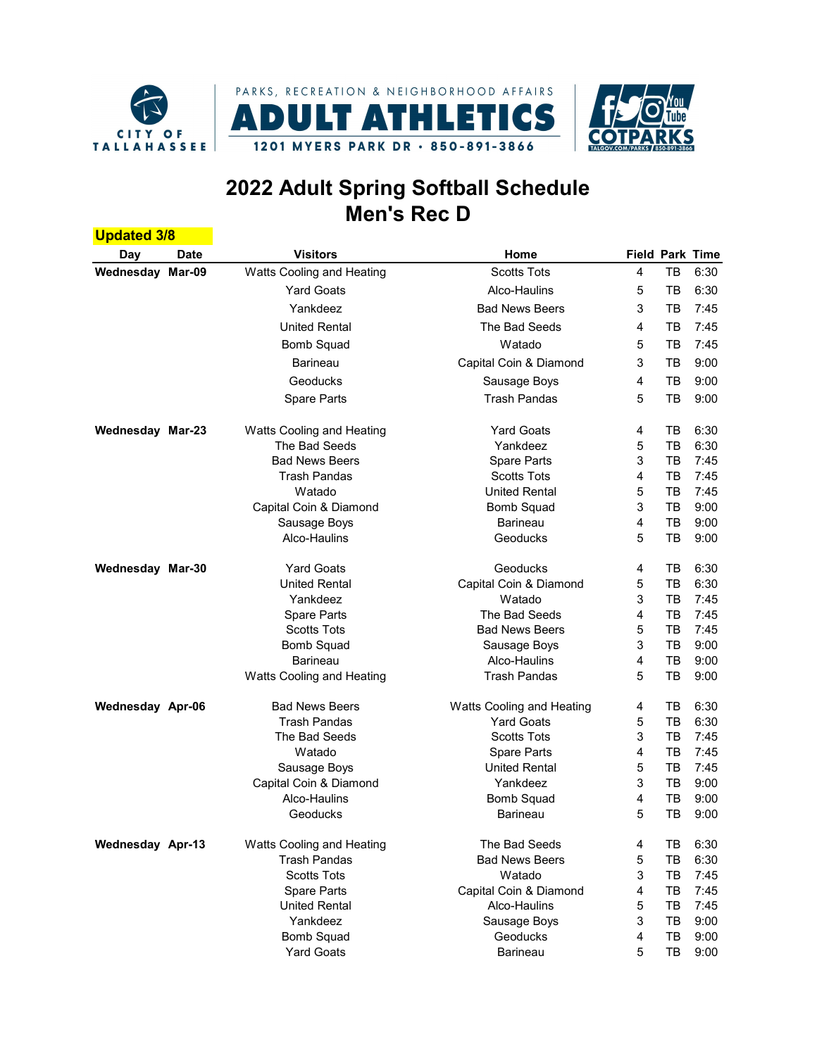PARKS, RECREATION & NEIGHBORHOOD AFFAIRS

**ADULT ATHLETICS**

1201 MYERS PARK DR • 850-891-3866

CITY OF TALLAHASSEE

COTPARKS

# 2022 Adult Spring Softball Schedule
## Men's Rec D

**Updated 3/8**

| Day | Date | Visitors | Home | Field | Park | Time |
|---|---|---|---|---|---|---|
| **Wednesday** | **Mar-09** | Watts Cooling and Heating | Scotts Tots | 4 | TB | 6:30 |
| | | Yard Goats | Alco-Haulins | 5 | TB | 6:30 |
| | | Yankdeez | Bad News Beers | 3 | TB | 7:45 |
| | | United Rental | The Bad Seeds | 4 | TB | 7:45 |
| | | Bomb Squad | Watado | 5 | TB | 7:45 |
| | | Barineau | Capital Coin & Diamond | 3 | TB | 9:00 |
| | | Geoducks | Sausage Boys | 4 | TB | 9:00 |
| | | Spare Parts | Trash Pandas | 5 | TB | 9:00 |
| **Wednesday** | **Mar-23** | Watts Cooling and Heating | Yard Goats | 4 | TB | 6:30 |
| | | The Bad Seeds | Yankdeez | 5 | TB | 6:30 |
| | | Bad News Beers | Spare Parts | 3 | TB | 7:45 |
| | | Trash Pandas | Scotts Tots | 4 | TB | 7:45 |
| | | Watado | United Rental | 5 | TB | 7:45 |
| | | Capital Coin & Diamond | Bomb Squad | 3 | TB | 9:00 |
| | | Sausage Boys | Barineau | 4 | TB | 9:00 |
| | | Alco-Haulins | Geoducks | 5 | TB | 9:00 |
| **Wednesday** | **Mar-30** | Yard Goats | Geoducks | 4 | TB | 6:30 |
| | | United Rental | Capital Coin & Diamond | 5 | TB | 6:30 |
| | | Yankdeez | Watado | 3 | TB | 7:45 |
| | | Spare Parts | The Bad Seeds | 4 | TB | 7:45 |
| | | Scotts Tots | Bad News Beers | 5 | TB | 7:45 |
| | | Bomb Squad | Sausage Boys | 3 | TB | 9:00 |
| | | Barineau | Alco-Haulins | 4 | TB | 9:00 |
| | | Watts Cooling and Heating | Trash Pandas | 5 | TB | 9:00 |
| **Wednesday** | **Apr-06** | Bad News Beers | Watts Cooling and Heating | 4 | TB | 6:30 |
| | | Trash Pandas | Yard Goats | 5 | TB | 6:30 |
| | | The Bad Seeds | Scotts Tots | 3 | TB | 7:45 |
| | | Watado | Spare Parts | 4 | TB | 7:45 |
| | | Sausage Boys | United Rental | 5 | TB | 7:45 |
| | | Capital Coin & Diamond | Yankdeez | 3 | TB | 9:00 |
| | | Alco-Haulins | Bomb Squad | 4 | TB | 9:00 |
| | | Geoducks | Barineau | 5 | TB | 9:00 |
| **Wednesday** | **Apr-13** | Watts Cooling and Heating | The Bad Seeds | 4 | TB | 6:30 |
| | | Trash Pandas | Bad News Beers | 5 | TB | 6:30 |
| | | Scotts Tots | Watado | 3 | TB | 7:45 |
| | | Spare Parts | Capital Coin & Diamond | 4 | TB | 7:45 |
| | | United Rental | Alco-Haulins | 5 | TB | 7:45 |
| | | Yankdeez | Sausage Boys | 3 | TB | 9:00 |
| | | Bomb Squad | Geoducks | 4 | TB | 9:00 |
| | | Yard Goats | Barineau | 5 | TB | 9:00 |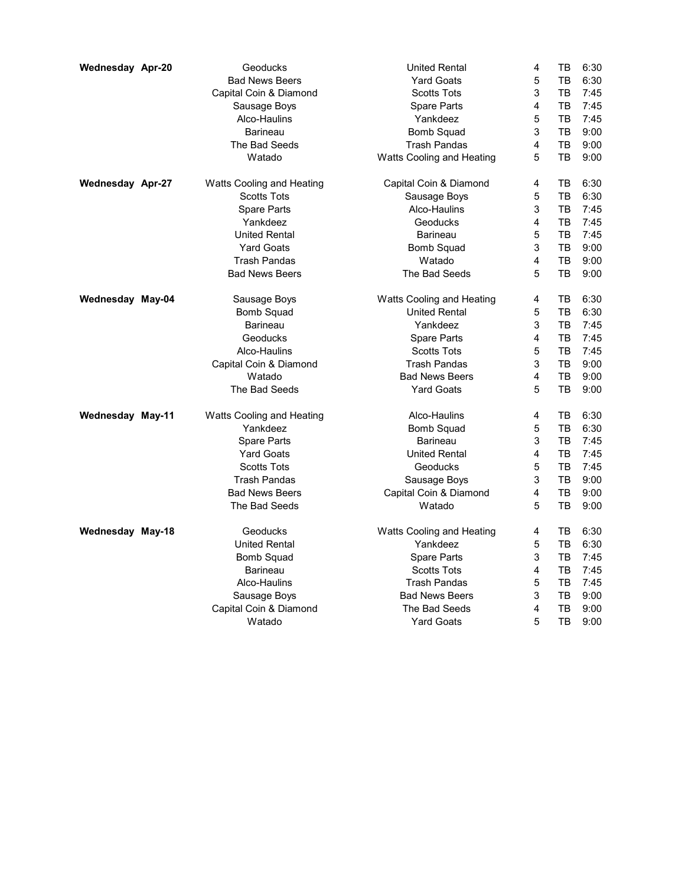| | | | | | | |
|---|---|---|---|---|---|---|
| **Wednesday** | **Apr-20** | Geoducks | United Rental | 4 | TB | 6:30 |
| | | Bad News Beers | Yard Goats | 5 | TB | 6:30 |
| | | Capital Coin & Diamond | Scotts Tots | 3 | TB | 7:45 |
| | | Sausage Boys | Spare Parts | 4 | TB | 7:45 |
| | | Alco-Haulins | Yankdeez | 5 | TB | 7:45 |
| | | Barineau | Bomb Squad | 3 | TB | 9:00 |
| | | The Bad Seeds | Trash Pandas | 4 | TB | 9:00 |
| | | Watado | Watts Cooling and Heating | 5 | TB | 9:00 |
| **Wednesday** | **Apr-27** | Watts Cooling and Heating | Capital Coin & Diamond | 4 | TB | 6:30 |
| | | Scotts Tots | Sausage Boys | 5 | TB | 6:30 |
| | | Spare Parts | Alco-Haulins | 3 | TB | 7:45 |
| | | Yankdeez | Geoducks | 4 | TB | 7:45 |
| | | United Rental | Barineau | 5 | TB | 7:45 |
| | | Yard Goats | Bomb Squad | 3 | TB | 9:00 |
| | | Trash Pandas | Watado | 4 | TB | 9:00 |
| | | Bad News Beers | The Bad Seeds | 5 | TB | 9:00 |
| **Wednesday** | **May-04** | Sausage Boys | Watts Cooling and Heating | 4 | TB | 6:30 |
| | | Bomb Squad | United Rental | 5 | TB | 6:30 |
| | | Barineau | Yankdeez | 3 | TB | 7:45 |
| | | Geoducks | Spare Parts | 4 | TB | 7:45 |
| | | Alco-Haulins | Scotts Tots | 5 | TB | 7:45 |
| | | Capital Coin & Diamond | Trash Pandas | 3 | TB | 9:00 |
| | | Watado | Bad News Beers | 4 | TB | 9:00 |
| | | The Bad Seeds | Yard Goats | 5 | TB | 9:00 |
| **Wednesday** | **May-11** | Watts Cooling and Heating | Alco-Haulins | 4 | TB | 6:30 |
| | | Yankdeez | Bomb Squad | 5 | TB | 6:30 |
| | | Spare Parts | Barineau | 3 | TB | 7:45 |
| | | Yard Goats | United Rental | 4 | TB | 7:45 |
| | | Scotts Tots | Geoducks | 5 | TB | 7:45 |
| | | Trash Pandas | Sausage Boys | 3 | TB | 9:00 |
| | | Bad News Beers | Capital Coin & Diamond | 4 | TB | 9:00 |
| | | The Bad Seeds | Watado | 5 | TB | 9:00 |
| **Wednesday** | **May-18** | Geoducks | Watts Cooling and Heating | 4 | TB | 6:30 |
| | | United Rental | Yankdeez | 5 | TB | 6:30 |
| | | Bomb Squad | Spare Parts | 3 | TB | 7:45 |
| | | Barineau | Scotts Tots | 4 | TB | 7:45 |
| | | Alco-Haulins | Trash Pandas | 5 | TB | 7:45 |
| | | Sausage Boys | Bad News Beers | 3 | TB | 9:00 |
| | | Capital Coin & Diamond | The Bad Seeds | 4 | TB | 9:00 |
| | | Watado | Yard Goats | 5 | TB | 9:00 |